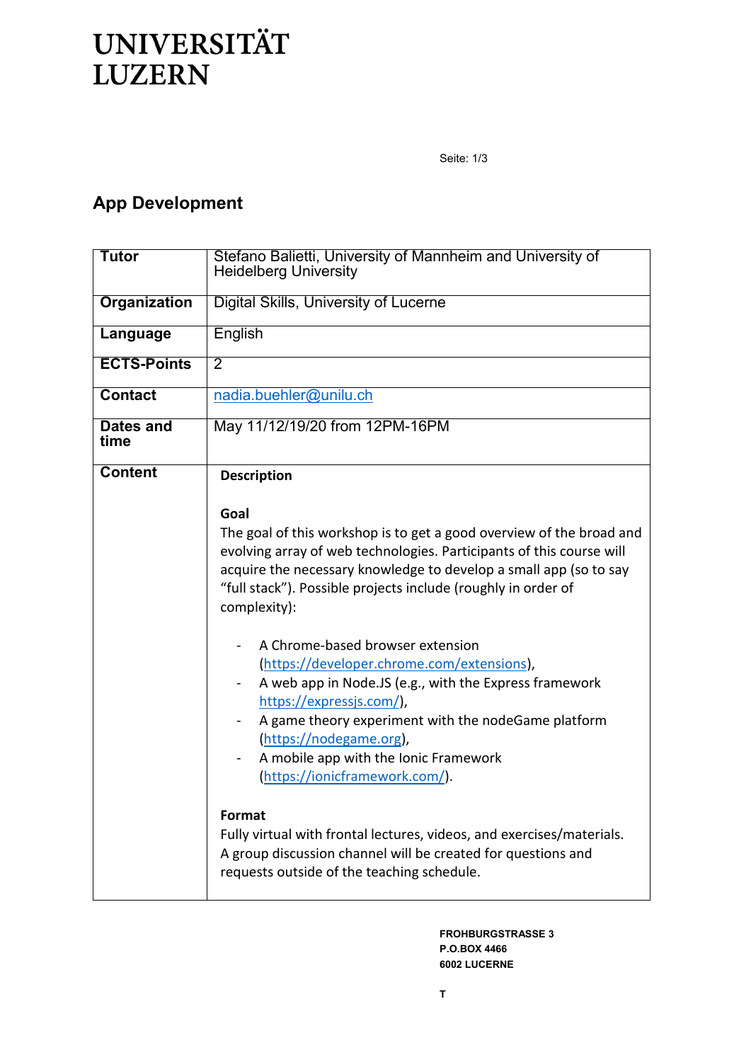# UNIVERSITÄT LUZERN

## App Development

| Tutor | Stefano Balietti, University of Mannheim and University of Heidelberg University |
|---|---|
| Organization | Digital Skills, University of Lucerne |
| Language | English |
| ECTS-Points | 2 |
| Contact | nadia.buehler@unilu.ch |
| Dates and time | May 11/12/19/20 from 12PM-16PM |
| Content | **Description**<br><br>**Goal**<br>The goal of this workshop is to get a good overview of the broad and evolving array of web technologies. Participants of this course will acquire the necessary knowledge to develop a small app (so to say "full stack"). Possible projects include (roughly in order of complexity):<br><br>- A Chrome-based browser extension (https://developer.chrome.com/extensions),<br>- A web app in Node.JS (e.g., with the Express framework https://expressjs.com/),<br>- A game theory experiment with the nodeGame platform (https://nodegame.org),<br>- A mobile app with the Ionic Framework (https://ionicframework.com/).<br><br>**Format**<br>Fully virtual with frontal lectures, videos, and exercises/materials. A group discussion channel will be created for questions and requests outside of the teaching schedule. |

FROHBURGSTRASSE 3
P.O.BOX 4466
6002 LUCERNE

T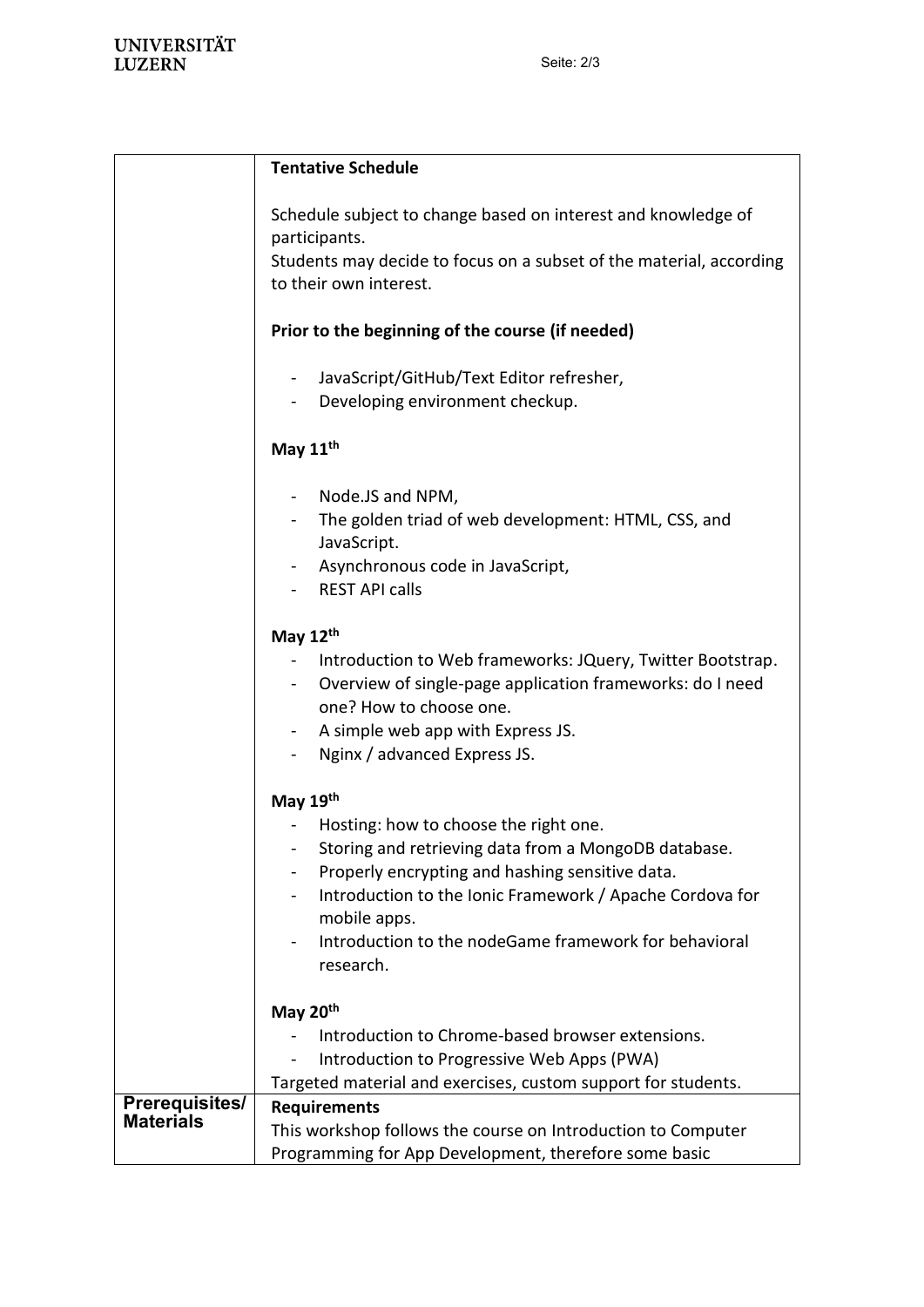| | |
|---|---|
| | **Tentative Schedule**<br><br>Schedule subject to change based on interest and knowledge of participants.<br>Students may decide to focus on a subset of the material, according to their own interest.<br><br>**Prior to the beginning of the course (if needed)**<br><br>- JavaScript/GitHub/Text Editor refresher,<br>- Developing environment checkup.<br><br>**May 11th**<br><br>- Node.JS and NPM,<br>- The golden triad of web development: HTML, CSS, and JavaScript.<br>- Asynchronous code in JavaScript,<br>- REST API calls<br><br>**May 12th**<br>- Introduction to Web frameworks: JQuery, Twitter Bootstrap.<br>- Overview of single-page application frameworks: do I need one? How to choose one.<br>- A simple web app with Express JS.<br>- Nginx / advanced Express JS.<br><br>**May 19th**<br>- Hosting: how to choose the right one.<br>- Storing and retrieving data from a MongoDB database.<br>- Properly encrypting and hashing sensitive data.<br>- Introduction to the Ionic Framework / Apache Cordova for mobile apps.<br>- Introduction to the nodeGame framework for behavioral research.<br><br>**May 20th**<br>- Introduction to Chrome-based browser extensions.<br>- Introduction to Progressive Web Apps (PWA)<br>Targeted material and exercises, custom support for students. |
| **Prerequisites/ Materials** | **Requirements**<br>This workshop follows the course on Introduction to Computer Programming for App Development, therefore some basic |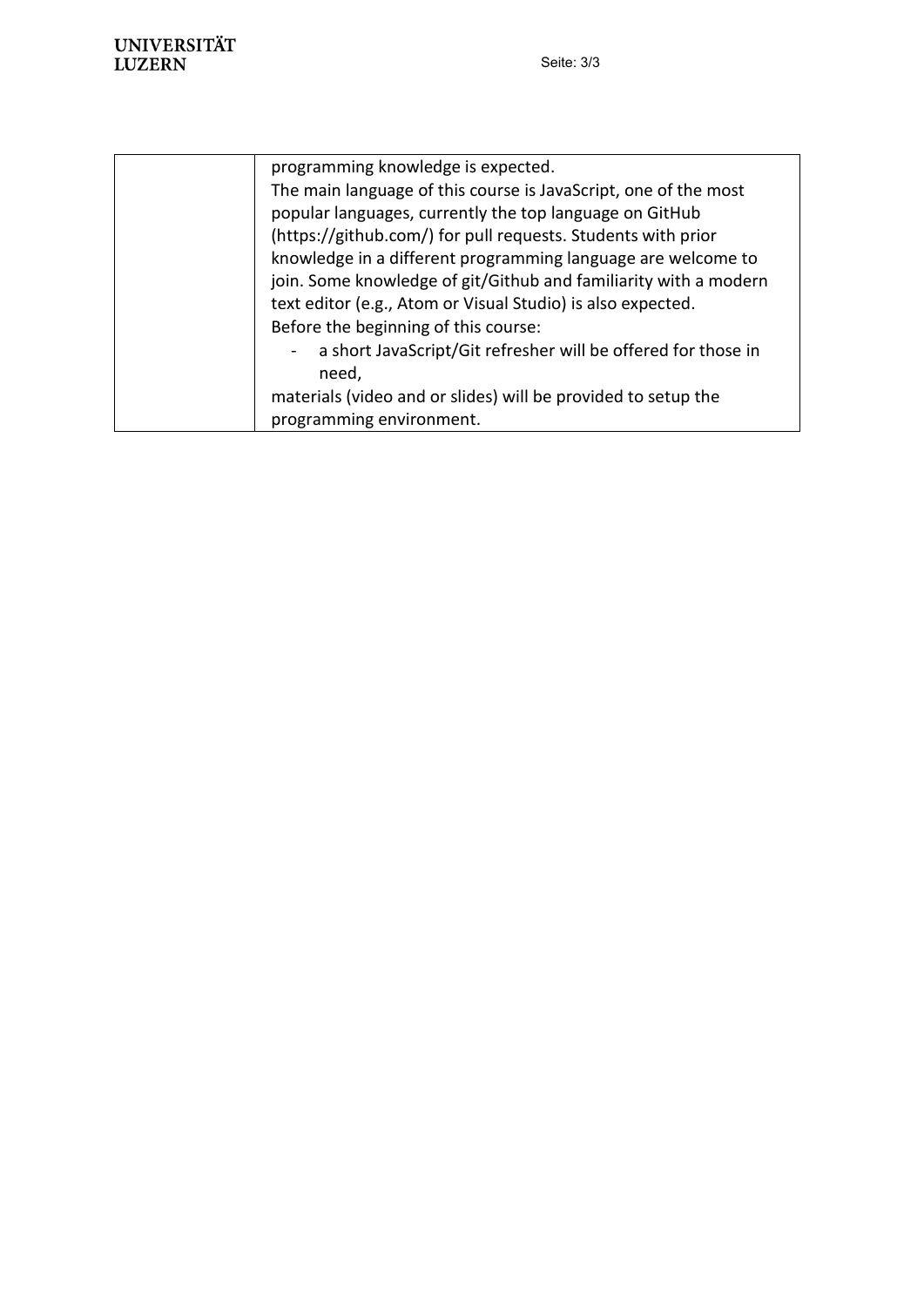| | |
|---|---|
| | programming knowledge is expected.<br>The main language of this course is JavaScript, one of the most popular languages, currently the top language on GitHub (https://github.com/) for pull requests. Students with prior knowledge in a different programming language are welcome to join. Some knowledge of git/Github and familiarity with a modern text editor (e.g., Atom or Visual Studio) is also expected.<br>Before the beginning of this course:<br>- a short JavaScript/Git refresher will be offered for those in need,<br>materials (video and or slides) will be provided to setup the programming environment. |